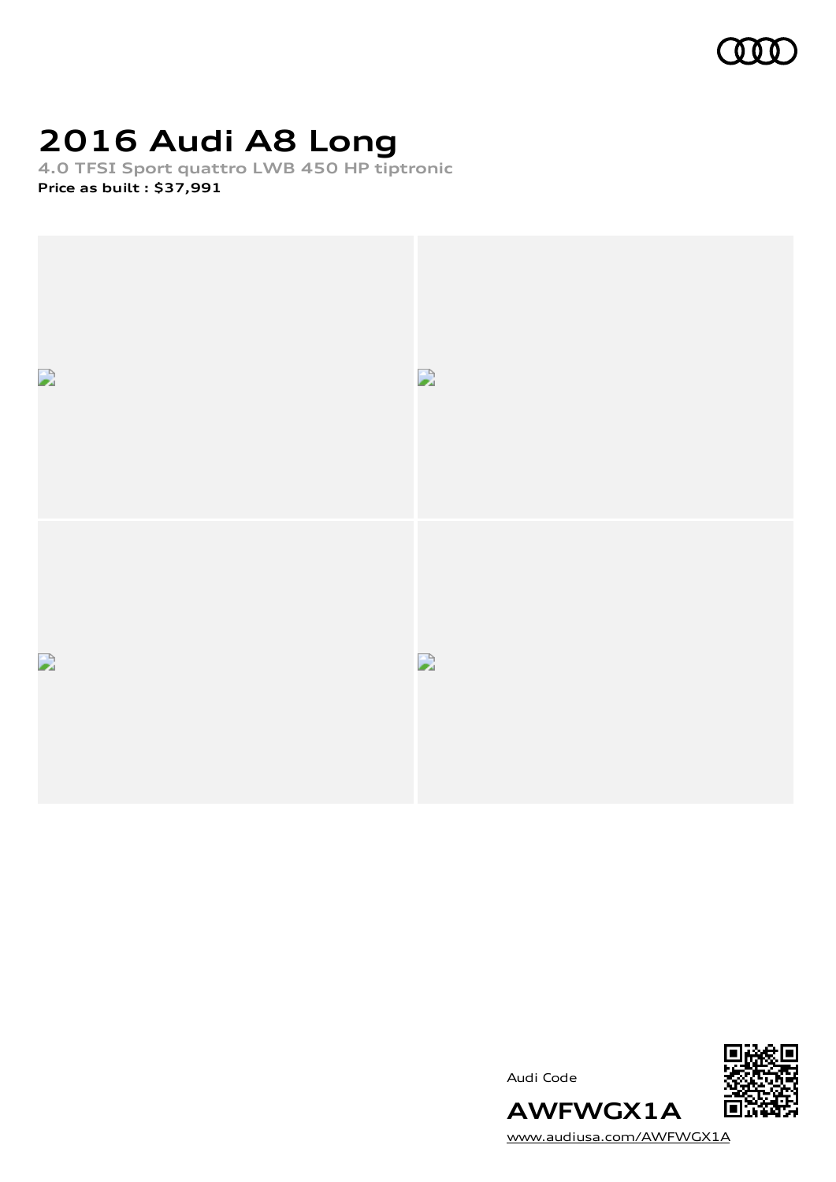# 2016 Audi A8 Long

**4.0 TFSI Sport quattro LWB 450 HP tiptronic**

**Price as built : $37,991**

Audi Code

**AWFWGX1A**

www.audiusa.com/AWFWGX1A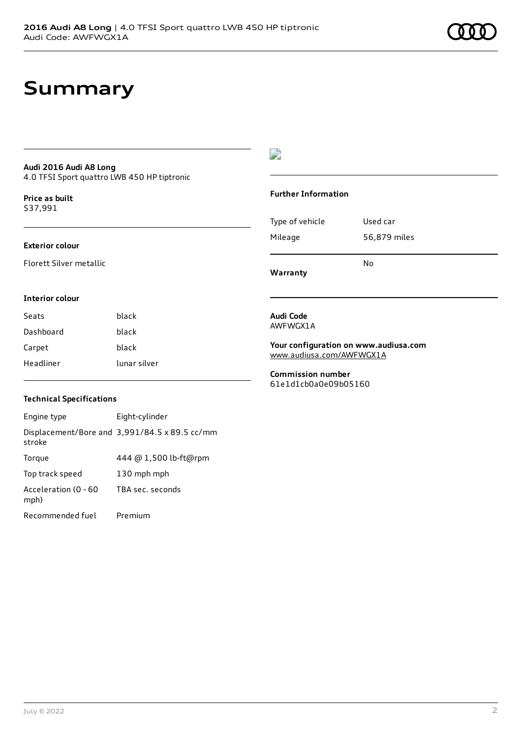# Summary

**Audi 2016 Audi A8 Long**
4.0 TFSI Sport quattro LWB 450 HP tiptronic

**Price as built**
$37,991

### Exterior colour

Florett Silver metallic

### Interior colour

| | |
|---|---|
| Seats | black |
| Dashboard | black |
| Carpet | black |
| Headliner | lunar silver |

### Technical Specifications

| | |
|---|---|
| Engine type | Eight-cylinder |
| Displacement/Bore and stroke | 3,991/84.5 x 89.5 cc/mm |
| Torque | 444 @ 1,500 lb-ft@rpm |
| Top track speed | 130 mph mph |
| Acceleration (0 - 60 mph) | TBA sec. seconds |
| Recommended fuel | Premium |

### Further Information

| | |
|---|---|
| Type of vehicle | Used car |
| Mileage | 56,879 miles |
| **Warranty** | No |

**Audi Code**
AWFWGX1A

**Your configuration on www.audiusa.com**
www.audiusa.com/AWFWGX1A

**Commission number**
61e1d1cb0a0e09b05160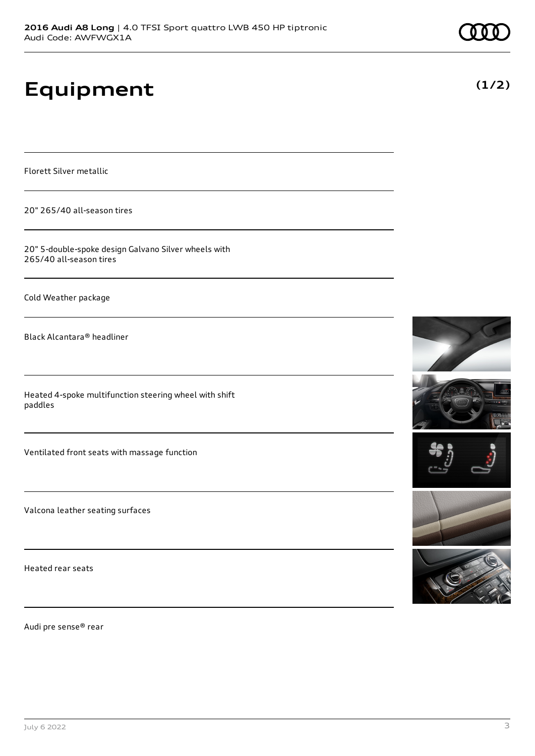# Equipment

**(1/2)**

Florett Silver metallic

20" 265/40 all-season tires

20" 5-double-spoke design Galvano Silver wheels with 265/40 all-season tires

Cold Weather package

Black Alcantara® headliner

Heated 4-spoke multifunction steering wheel with shift paddles

Ventilated front seats with massage function

Valcona leather seating surfaces

Heated rear seats

Audi pre sense® rear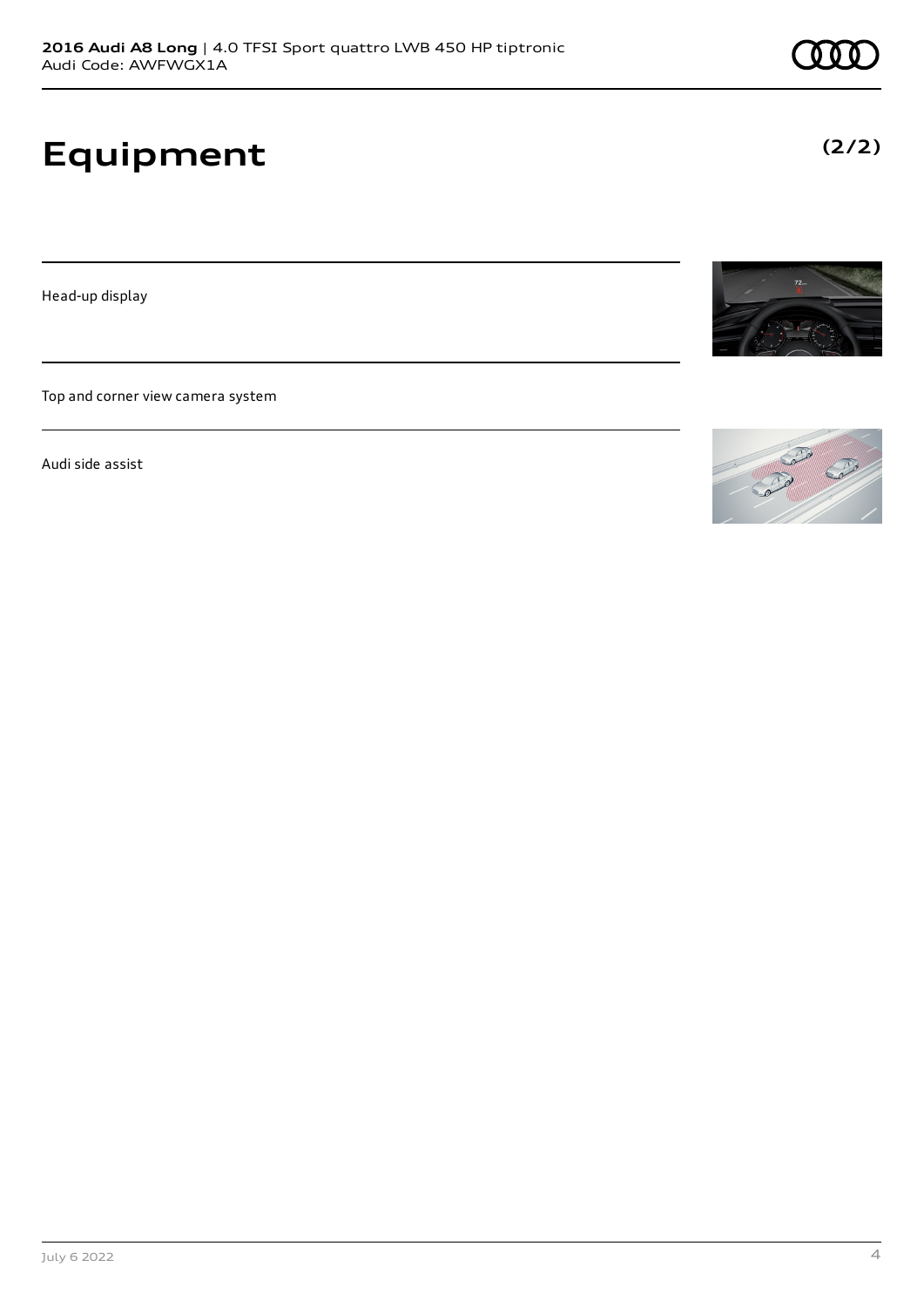# Equipment

**(2/2)**

Head-up display

Top and corner view camera system

Audi side assist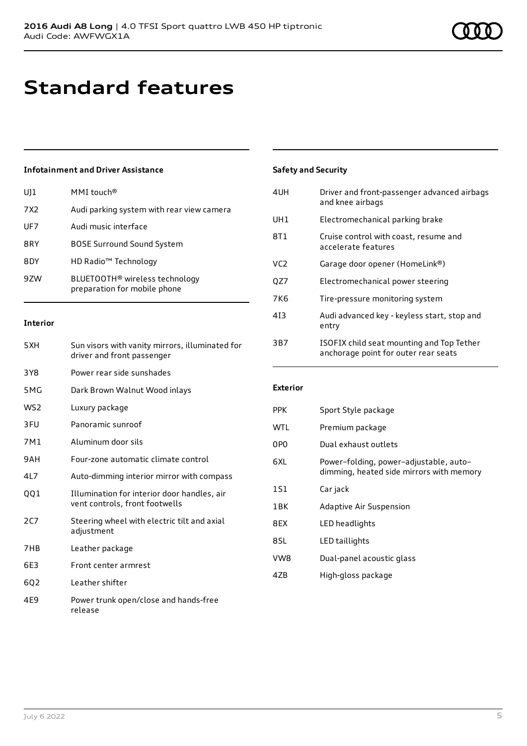# Standard features

### Infotainment and Driver Assistance

| | |
|---|---|
| UJ1 | MMI touch® |
| 7X2 | Audi parking system with rear view camera |
| UF7 | Audi music interface |
| 8RY | BOSE Surround Sound System |
| 8DY | HD Radio™ Technology |
| 9ZW | BLUETOOTH® wireless technology preparation for mobile phone |

### Interior

| | |
|---|---|
| 5XH | Sun visors with vanity mirrors, illuminated for driver and front passenger |
| 3Y8 | Power rear side sunshades |
| 5MG | Dark Brown Walnut Wood inlays |
| WS2 | Luxury package |
| 3FU | Panoramic sunroof |
| 7M1 | Aluminum door sils |
| 9AH | Four-zone automatic climate control |
| 4L7 | Auto-dimming interior mirror with compass |
| QQ1 | Illumination for interior door handles, air vent controls, front footwells |
| 2C7 | Steering wheel with electric tilt and axial adjustment |
| 7HB | Leather package |
| 6E3 | Front center armrest |
| 6Q2 | Leather shifter |
| 4E9 | Power trunk open/close and hands-free release |

### Safety and Security

| | |
|---|---|
| 4UH | Driver and front-passenger advanced airbags and knee airbags |
| UH1 | Electromechanical parking brake |
| 8T1 | Cruise control with coast, resume and accelerate features |
| VC2 | Garage door opener (HomeLink®) |
| QZ7 | Electromechanical power steering |
| 7K6 | Tire-pressure monitoring system |
| 4I3 | Audi advanced key - keyless start, stop and entry |
| 3B7 | ISOFIX child seat mounting and Top Tether anchorage point for outer rear seats |

### Exterior

| | |
|---|---|
| PPK | Sport Style package |
| WTL | Premium package |
| 0P0 | Dual exhaust outlets |
| 6XL | Power–folding, power–adjustable, auto–dimming, heated side mirrors with memory |
| 1S1 | Car jack |
| 1BK | Adaptive Air Suspension |
| 8EX | LED headlights |
| 8SL | LED taillights |
| VW8 | Dual-panel acoustic glass |
| 4ZB | High-gloss package |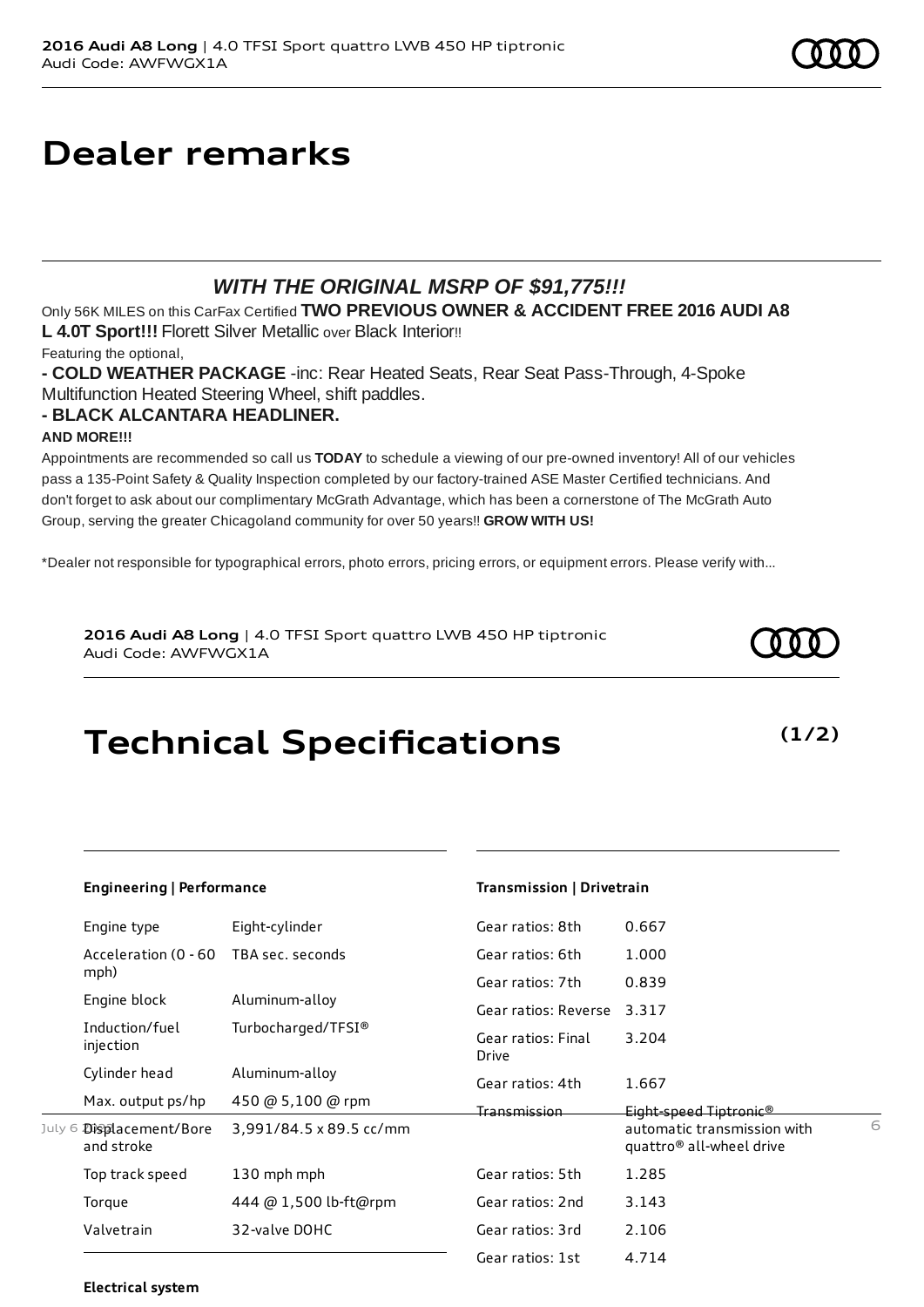# Dealer remarks

***WITH THE ORIGINAL MSRP OF $91,775!!!***

Only 56K MILES on this CarFax Certified **TWO PREVIOUS OWNER & ACCIDENT FREE 2016 AUDI A8 L 4.0T Sport!!!** Florett Silver Metallic over Black Interior!!

Featuring the optional,

**- COLD WEATHER PACKAGE** -inc: Rear Heated Seats, Rear Seat Pass-Through, 4-Spoke Multifunction Heated Steering Wheel, shift paddles.

**- BLACK ALCANTARA HEADLINER.**

**AND MORE!!!**

Appointments are recommended so call us **TODAY** to schedule a viewing of our pre-owned inventory! All of our vehicles pass a 135-Point Safety & Quality Inspection completed by our factory-trained ASE Master Certified technicians. And don't forget to ask about our complimentary McGrath Advantage, which has been a cornerstone of The McGrath Auto Group, serving the greater Chicagoland community for over 50 years!! **GROW WITH US!**

*Dealer not responsible for typographical errors, photo errors, pricing errors, or equipment errors. Please verify with...

**2016 Audi A8 Long** | 4.0 TFSI Sport quattro LWB 450 HP tiptronic
Audi Code: AWFWGX1A

# Technical Specifications

**(1/2)**

### Engineering | Performance

| | |
|---|---|
| Engine type | Eight-cylinder |
| Acceleration (0 - 60 mph) | TBA sec. seconds |
| Engine block | Aluminum-alloy |
| Induction/fuel injection | Turbocharged/TFSI® |
| Cylinder head | Aluminum-alloy |
| Max. output ps/hp | 450 @ 5,100 @ rpm |
| Displacement/Bore and stroke | 3,991/84.5 x 89.5 cc/mm |
| Top track speed | 130 mph mph |
| Torque | 444 @ 1,500 lb-ft@rpm |
| Valvetrain | 32-valve DOHC |

### Transmission | Drivetrain

| | |
|---|---|
| Gear ratios: 8th | 0.667 |
| Gear ratios: 6th | 1.000 |
| Gear ratios: 7th | 0.839 |
| Gear ratios: Reverse | 3.317 |
| Gear ratios: Final Drive | 3.204 |
| Gear ratios: 4th | 1.667 |
| Transmission | Eight-speed Tiptronic® automatic transmission with quattro® all-wheel drive |
| Gear ratios: 5th | 1.285 |
| Gear ratios: 2nd | 3.143 |
| Gear ratios: 3rd | 2.106 |
| Gear ratios: 1st | 4.714 |

### Electrical system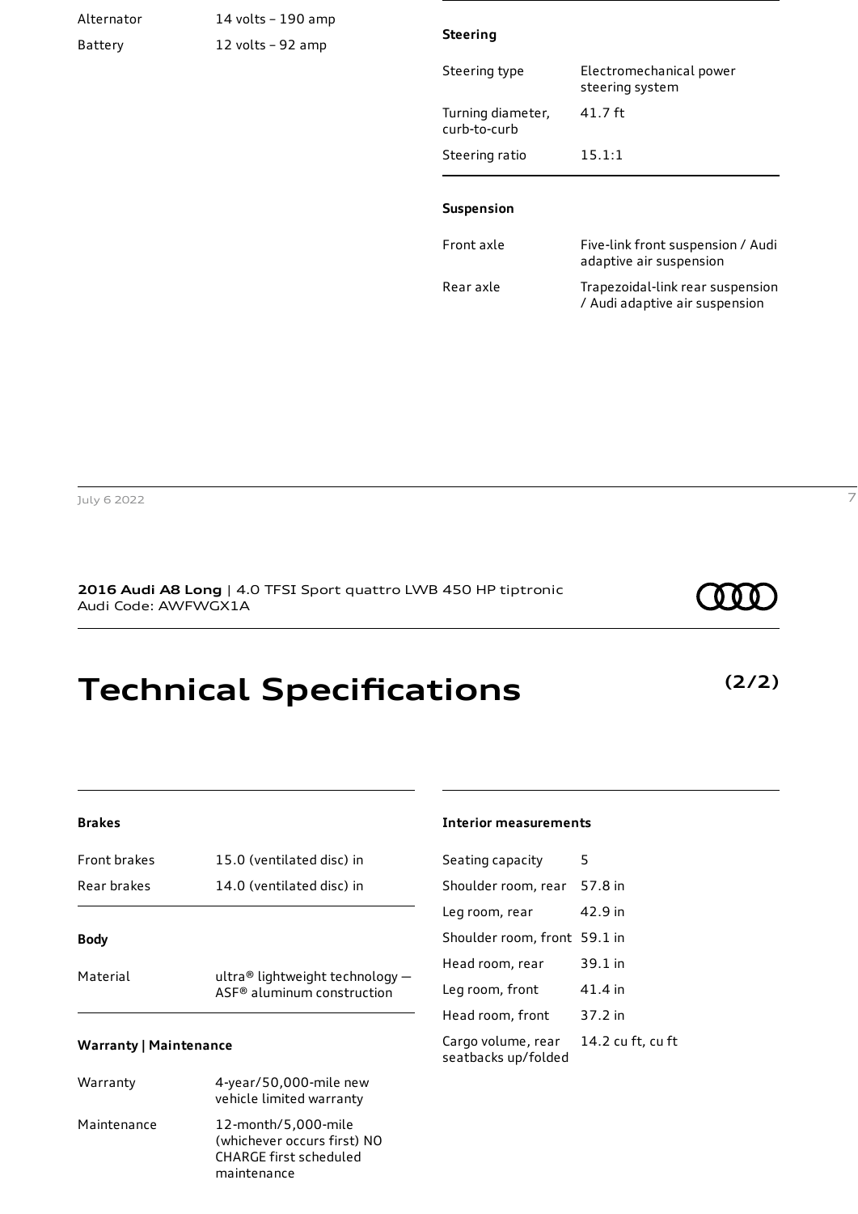| | |
|---|---|
| Alternator | 14 volts – 190 amp |
| Battery | 12 volts – 92 amp |

**Steering**

| | |
|---|---|
| Steering type | Electromechanical power steering system |
| Turning diameter, curb-to-curb | 41.7 ft |
| Steering ratio | 15.1:1 |

**Suspension**

| | |
|---|---|
| Front axle | Five-link front suspension / Audi adaptive air suspension |
| Rear axle | Trapezoidal-link rear suspension / Audi adaptive air suspension |

**2016 Audi A8 Long** | 4.0 TFSI Sport quattro LWB 450 HP tiptronic
Audi Code: AWFWGX1A

# Technical Specifications

**(2/2)**

**Brakes**

| | |
|---|---|
| Front brakes | 15.0 (ventilated disc) in |
| Rear brakes | 14.0 (ventilated disc) in |

**Body**

| | |
|---|---|
| Material | ultra® lightweight technology — ASF® aluminum construction |

**Warranty | Maintenance**

| | |
|---|---|
| Warranty | 4-year/50,000-mile new vehicle limited warranty |
| Maintenance | 12-month/5,000-mile (whichever occurs first) NO CHARGE first scheduled maintenance |

**Interior measurements**

| | |
|---|---|
| Seating capacity | 5 |
| Shoulder room, rear | 57.8 in |
| Leg room, rear | 42.9 in |
| Shoulder room, front | 59.1 in |
| Head room, rear | 39.1 in |
| Leg room, front | 41.4 in |
| Head room, front | 37.2 in |
| Cargo volume, rear seatbacks up/folded | 14.2 cu ft, cu ft |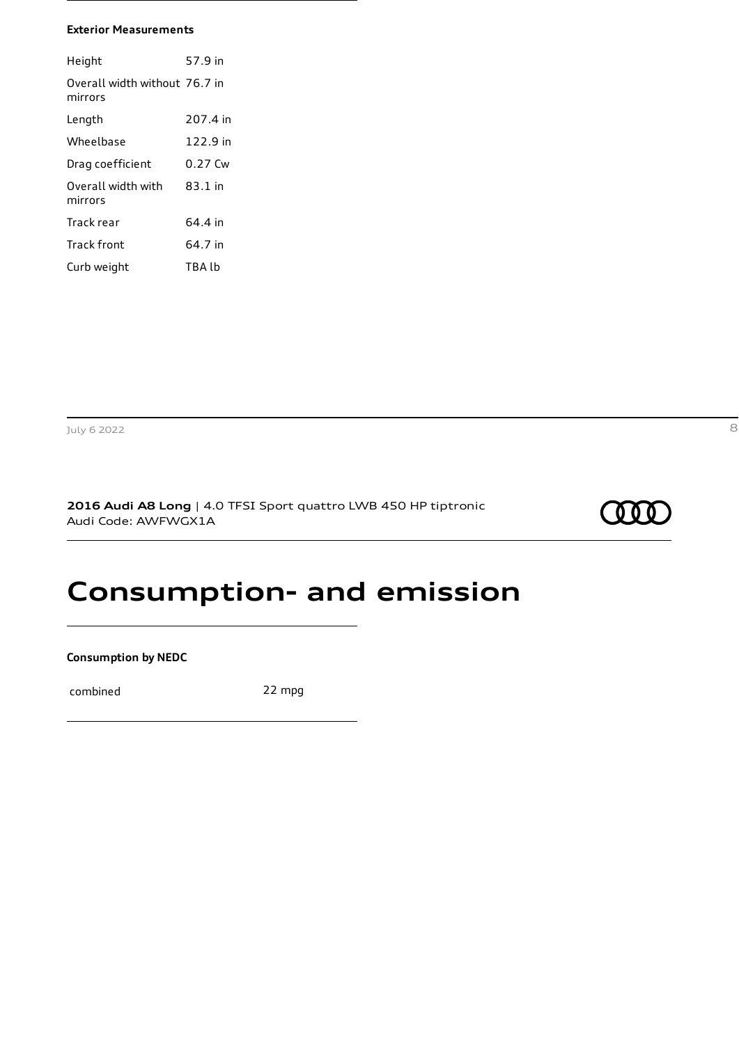### Exterior Measurements

| | |
|---|---|
| Height | 57.9 in |
| Overall width without mirrors | 76.7 in |
| Length | 207.4 in |
| Wheelbase | 122.9 in |
| Drag coefficient | 0.27 Cw |
| Overall width with mirrors | 83.1 in |
| Track rear | 64.4 in |
| Track front | 64.7 in |
| Curb weight | TBA lb |

**2016 Audi A8 Long** | 4.0 TFSI Sport quattro LWB 450 HP tiptronic
Audi Code: AWFWGX1A

# Consumption- and emission

### Consumption by NEDC

| | |
|---|---|
| combined | 22 mpg |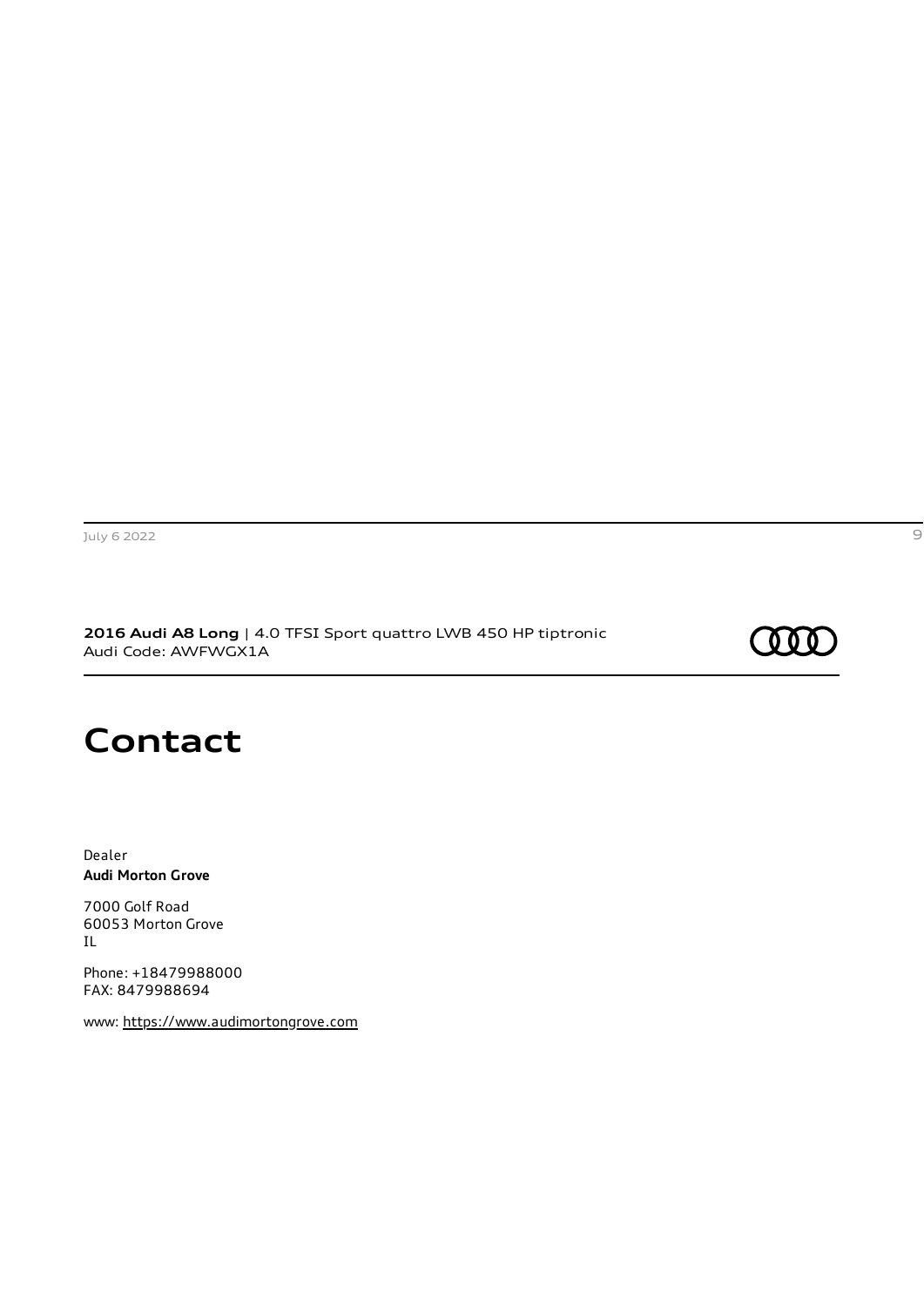**2016 Audi A8 Long** | 4.0 TFSI Sport quattro LWB 450 HP tiptronic
Audi Code: AWFWGX1A

# Contact

Dealer
**Audi Morton Grove**

7000 Golf Road
60053 Morton Grove
IL

Phone: +18479988000
FAX: 8479988694

www: https://www.audimortongrove.com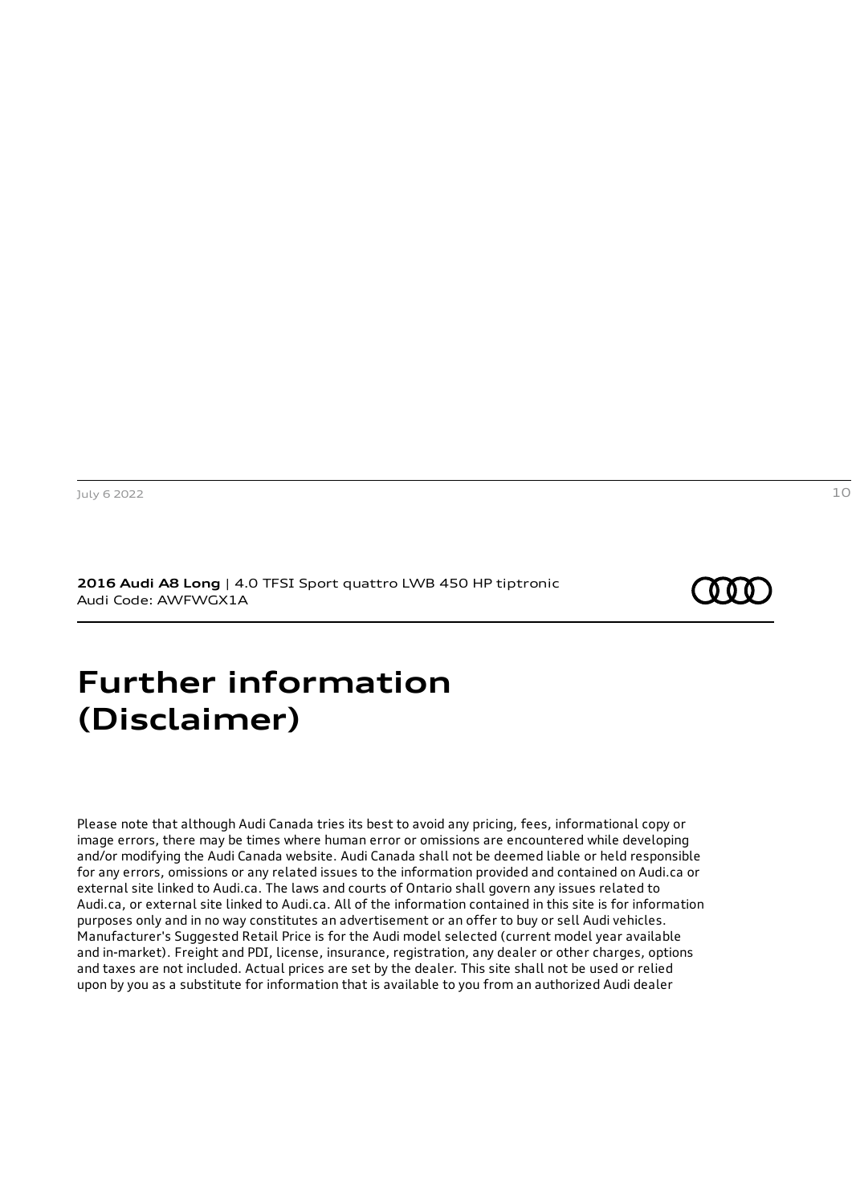**2016 Audi A8 Long** | 4.0 TFSI Sport quattro LWB 450 HP tiptronic
Audi Code: AWFWGX1A

# Further information (Disclaimer)

Please note that although Audi Canada tries its best to avoid any pricing, fees, informational copy or image errors, there may be times where human error or omissions are encountered while developing and/or modifying the Audi Canada website. Audi Canada shall not be deemed liable or held responsible for any errors, omissions or any related issues to the information provided and contained on Audi.ca or external site linked to Audi.ca. The laws and courts of Ontario shall govern any issues related to Audi.ca, or external site linked to Audi.ca. All of the information contained in this site is for information purposes only and in no way constitutes an advertisement or an offer to buy or sell Audi vehicles. Manufacturer's Suggested Retail Price is for the Audi model selected (current model year available and in-market). Freight and PDI, license, insurance, registration, any dealer or other charges, options and taxes are not included. Actual prices are set by the dealer. This site shall not be used or relied upon by you as a substitute for information that is available to you from an authorized Audi dealer